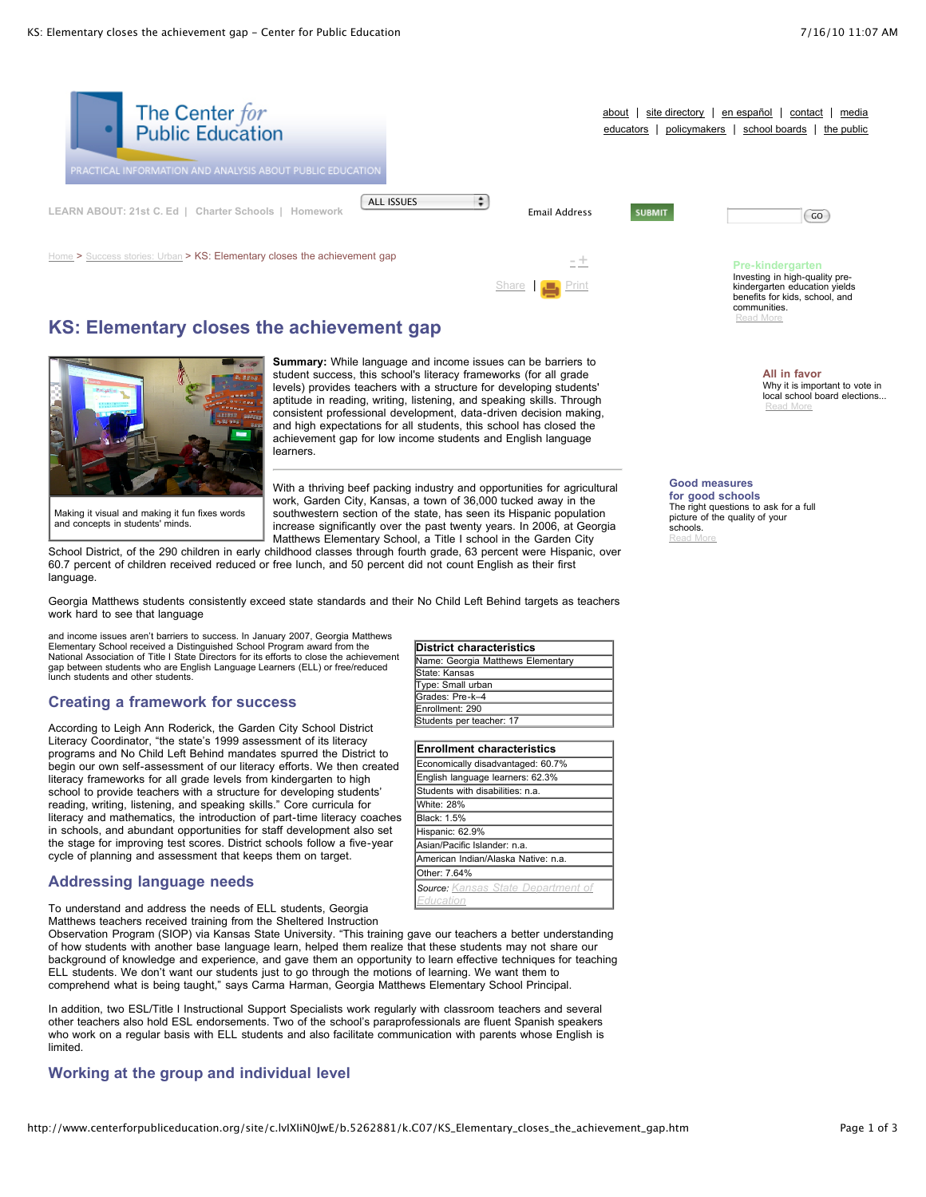# KS: Elementary closes the achievement gap

Home > Success stories: Urban > KS: Elementary closes the achievement gap

Making it visual and making it fun fixes words and concepts in students' minds.

**Summary:** While language and income issues can be barriers to student success, this school's literacy frameworks (for all grade levels) provides teachers with a structure for developing students' aptitude in reading, writing, listening, and speaking skills. Through consistent professional development, data-driven decision making, and high expectations for all students, this school has closed the achievement gap for low income students and English language learners.

With a thriving beef packing industry and opportunities for agricultural work, Garden City, Kansas, a town of 36,000 tucked away in the southwestern section of the state, has seen its Hispanic population increase significantly over the past twenty years. In 2006, at Georgia Matthews Elementary School, a Title I school in the Garden City School District, of the 290 children in early childhood classes through fourth grade, 63 percent were Hispanic, over 60.7 percent of children received reduced or free lunch, and 50 percent did not count English as their first language.

Georgia Matthews students consistently exceed state standards and their No Child Left Behind targets as teachers work hard to see that language and income issues aren't barriers to success. In January 2007, Georgia Matthews Elementary School received a Distinguished School Program award from the National Association of Title I State Directors for its efforts to close the achievement gap between students who are English Language Learners (ELL) or free/reduced lunch students and other students.

| District characteristics |
|---|
| Name: Georgia Matthews Elementary |
| State: Kansas |
| Type: Small urban |
| Grades: Pre-k–4 |
| Enrollment: 290 |
| Students per teacher: 17 |

| Enrollment characteristics |
|---|
| Economically disadvantaged: 60.7% |
| English language learners: 62.3% |
| Students with disabilities: n.a. |
| White: 28% |
| Black: 1.5% |
| Hispanic: 62.9% |
| Asian/Pacific Islander: n.a. |
| American Indian/Alaska Native: n.a. |
| Other: 7.64% |
| *Source: Kansas State Department of Education* |

## Creating a framework for success

According to Leigh Ann Roderick, the Garden City School District Literacy Coordinator, "the state's 1999 assessment of its literacy programs and No Child Left Behind mandates spurred the District to begin our own self-assessment of our literacy efforts. We then created literacy frameworks for all grade levels from kindergarten to high school to provide teachers with a structure for developing students' reading, writing, listening, and speaking skills." Core curricula for literacy and mathematics, the introduction of part-time literacy coaches in schools, and abundant opportunities for staff development also set the stage for improving test scores. District schools follow a five-year cycle of planning and assessment that keeps them on target.

## Addressing language needs

To understand and address the needs of ELL students, Georgia Matthews teachers received training from the Sheltered Instruction Observation Program (SIOP) via Kansas State University. "This training gave our teachers a better understanding of how students with another base language learn, helped them realize that these students may not share our background of knowledge and experience, and gave them an opportunity to learn effective techniques for teaching ELL students. We don't want our students just to go through the motions of learning. We want them to comprehend what is being taught," says Carma Harman, Georgia Matthews Elementary School Principal.

In addition, two ESL/Title I Instructional Support Specialists work regularly with classroom teachers and several other teachers also hold ESL endorsements. Two of the school's paraprofessionals are fluent Spanish speakers who work on a regular basis with ELL students and also facilitate communication with parents whose English is limited.

## Working at the group and individual level

**Pre-kindergarten**
Investing in high-quality pre-kindergarten education yields benefits for kids, school, and communities.
Read More

**All in favor**
Why it is important to vote in local school board elections...
Read More

**Good measures for good schools**
The right questions to ask for a full picture of the quality of your schools.
Read More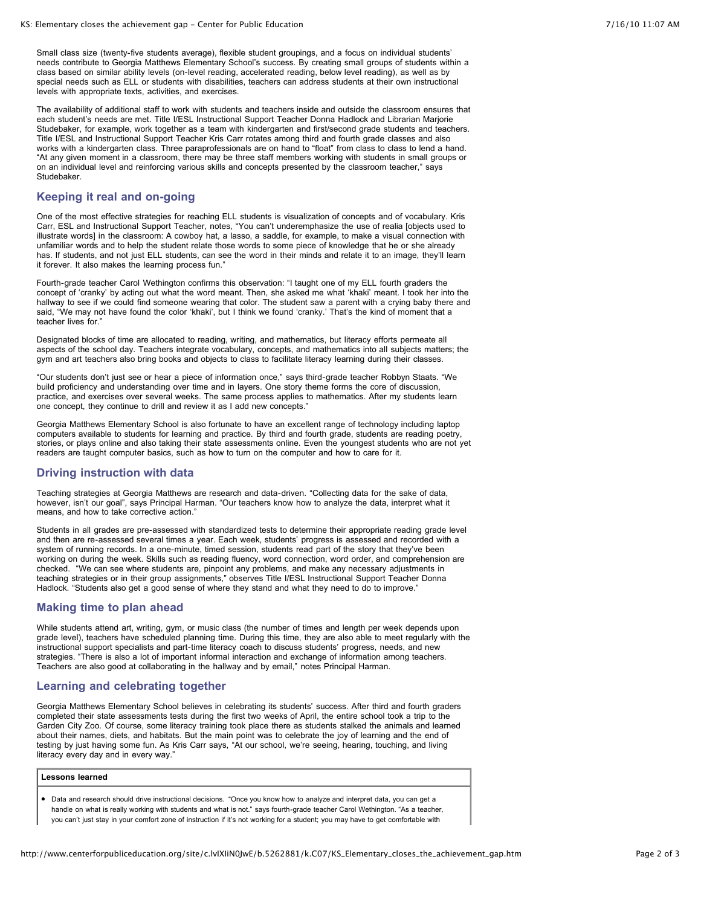Small class size (twenty-five students average), flexible student groupings, and a focus on individual students' needs contribute to Georgia Matthews Elementary School's success. By creating small groups of students within a class based on similar ability levels (on-level reading, accelerated reading, below level reading), as well as by special needs such as ELL or students with disabilities, teachers can address students at their own instructional levels with appropriate texts, activities, and exercises.

The availability of additional staff to work with students and teachers inside and outside the classroom ensures that each student's needs are met. Title I/ESL Instructional Support Teacher Donna Hadlock and Librarian Marjorie Studebaker, for example, work together as a team with kindergarten and first/second grade students and teachers. Title I/ESL and Instructional Support Teacher Kris Carr rotates among third and fourth grade classes and also works with a kindergarten class. Three paraprofessionals are on hand to "float" from class to class to lend a hand. "At any given moment in a classroom, there may be three staff members working with students in small groups or on an individual level and reinforcing various skills and concepts presented by the classroom teacher," says Studebaker.

## Keeping it real and on-going

One of the most effective strategies for reaching ELL students is visualization of concepts and of vocabulary. Kris Carr, ESL and Instructional Support Teacher, notes, "You can't underemphasize the use of realia [objects used to illustrate words] in the classroom: A cowboy hat, a lasso, a saddle, for example, to make a visual connection with unfamiliar words and to help the student relate those words to some piece of knowledge that he or she already has. If students, and not just ELL students, can see the word in their minds and relate it to an image, they'll learn it forever. It also makes the learning process fun."

Fourth-grade teacher Carol Wethington confirms this observation: "I taught one of my ELL fourth graders the concept of 'cranky' by acting out what the word meant. Then, she asked me what 'khaki' meant. I took her into the hallway to see if we could find someone wearing that color. The student saw a parent with a crying baby there and said, "We may not have found the color 'khaki', but I think we found 'cranky.' That's the kind of moment that a teacher lives for."

Designated blocks of time are allocated to reading, writing, and mathematics, but literacy efforts permeate all aspects of the school day. Teachers integrate vocabulary, concepts, and mathematics into all subjects matters; the gym and art teachers also bring books and objects to class to facilitate literacy learning during their classes.

"Our students don't just see or hear a piece of information once," says third-grade teacher Robbyn Staats. "We build proficiency and understanding over time and in layers. One story theme forms the core of discussion, practice, and exercises over several weeks. The same process applies to mathematics. After my students learn one concept, they continue to drill and review it as I add new concepts."

Georgia Matthews Elementary School is also fortunate to have an excellent range of technology including laptop computers available to students for learning and practice. By third and fourth grade, students are reading poetry, stories, or plays online and also taking their state assessments online. Even the youngest students who are not yet readers are taught computer basics, such as how to turn on the computer and how to care for it.

## Driving instruction with data

Teaching strategies at Georgia Matthews are research and data-driven. "Collecting data for the sake of data, however, isn't our goal", says Principal Harman. "Our teachers know how to analyze the data, interpret what it means, and how to take corrective action."

Students in all grades are pre-assessed with standardized tests to determine their appropriate reading grade level and then are re-assessed several times a year. Each week, students' progress is assessed and recorded with a system of running records. In a one-minute, timed session, students read part of the story that they've been working on during the week. Skills such as reading fluency, word connection, word order, and comprehension are checked. "We can see where students are, pinpoint any problems, and make any necessary adjustments in teaching strategies or in their group assignments," observes Title I/ESL Instructional Support Teacher Donna Hadlock. "Students also get a good sense of where they stand and what they need to do to improve."

## Making time to plan ahead

While students attend art, writing, gym, or music class (the number of times and length per week depends upon grade level), teachers have scheduled planning time. During this time, they are also able to meet regularly with the instructional support specialists and part-time literacy coach to discuss students' progress, needs, and new strategies. "There is also a lot of important informal interaction and exchange of information among teachers. Teachers are also good at collaborating in the hallway and by email," notes Principal Harman.

## Learning and celebrating together

Georgia Matthews Elementary School believes in celebrating its students' success. After third and fourth graders completed their state assessments tests during the first two weeks of April, the entire school took a trip to the Garden City Zoo. Of course, some literacy training took place there as students stalked the animals and learned about their names, diets, and habitats. But the main point was to celebrate the joy of learning and the end of testing by just having some fun. As Kris Carr says, "At our school, we're seeing, hearing, touching, and living literacy every day and in every way."

**Lessons learned**

- Data and research should drive instructional decisions. "Once you know how to analyze and interpret data, you can get a handle on what is really working with students and what is not." says fourth-grade teacher Carol Wethington. "As a teacher, you can't just stay in your comfort zone of instruction if it's not working for a student; you may have to get comfortable with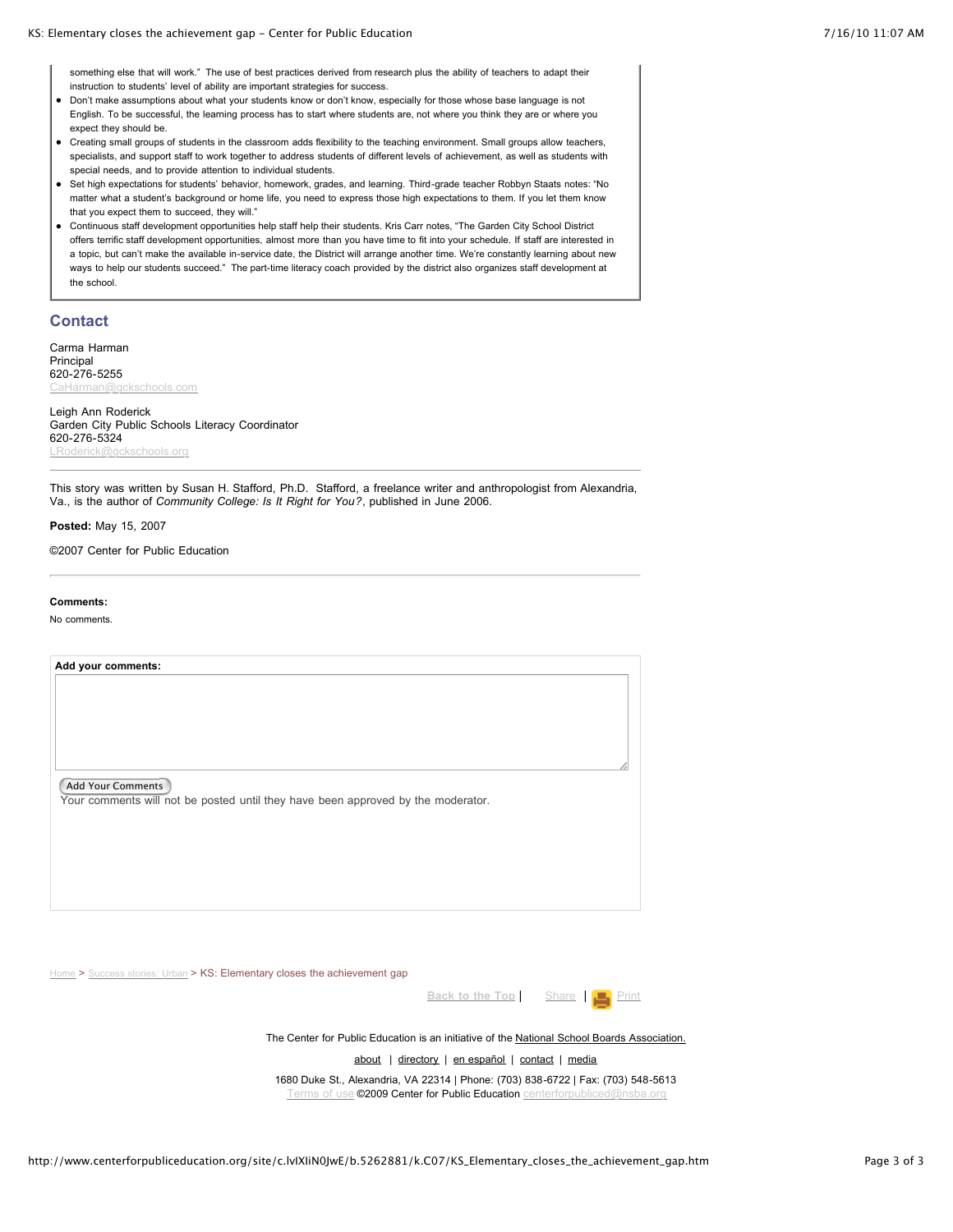something else that will work." The use of best practices derived from research plus the ability of teachers to adapt their instruction to students' level of ability are important strategies for success.

- Don't make assumptions about what your students know or don't know, especially for those whose base language is not English. To be successful, the learning process has to start where students are, not where you think they are or where you expect they should be.
- Creating small groups of students in the classroom adds flexibility to the teaching environment. Small groups allow teachers, specialists, and support staff to work together to address students of different levels of achievement, as well as students with special needs, and to provide attention to individual students.
- Set high expectations for students' behavior, homework, grades, and learning. Third-grade teacher Robbyn Staats notes: "No matter what a student's background or home life, you need to express those high expectations to them. If you let them know that you expect them to succeed, they will."
- Continuous staff development opportunities help staff help their students. Kris Carr notes, "The Garden City School District offers terrific staff development opportunities, almost more than you have time to fit into your schedule. If staff are interested in a topic, but can't make the available in-service date, the District will arrange another time. We're constantly learning about new ways to help our students succeed." The part-time literacy coach provided by the district also organizes staff development at the school.

## Contact

Carma Harman
Principal
620-276-5255
CaHarman@gckschools.com

Leigh Ann Roderick
Garden City Public Schools Literacy Coordinator
620-276-5324
LRoderick@gckschools.org

---

This story was written by Susan H. Stafford, Ph.D. Stafford, a freelance writer and anthropologist from Alexandria, Va., is the author of *Community College: Is It Right for You?*, published in June 2006.

**Posted:** May 15, 2007

©2007 Center for Public Education

---

**Comments:**

No comments.

**Add your comments:**

Add Your Comments

Your comments will not be posted until they have been approved by the moderator.

Home > Success stories: Urban > KS: Elementary closes the achievement gap

Back to the Top | Share | Print

The Center for Public Education is an initiative of the National School Boards Association.

about | directory | en español | contact | media

1680 Duke St., Alexandria, VA 22314 | Phone: (703) 838-6722 | Fax: (703) 548-5613
Terms of use ©2009 Center for Public Education centerforpubliced@nsba.org